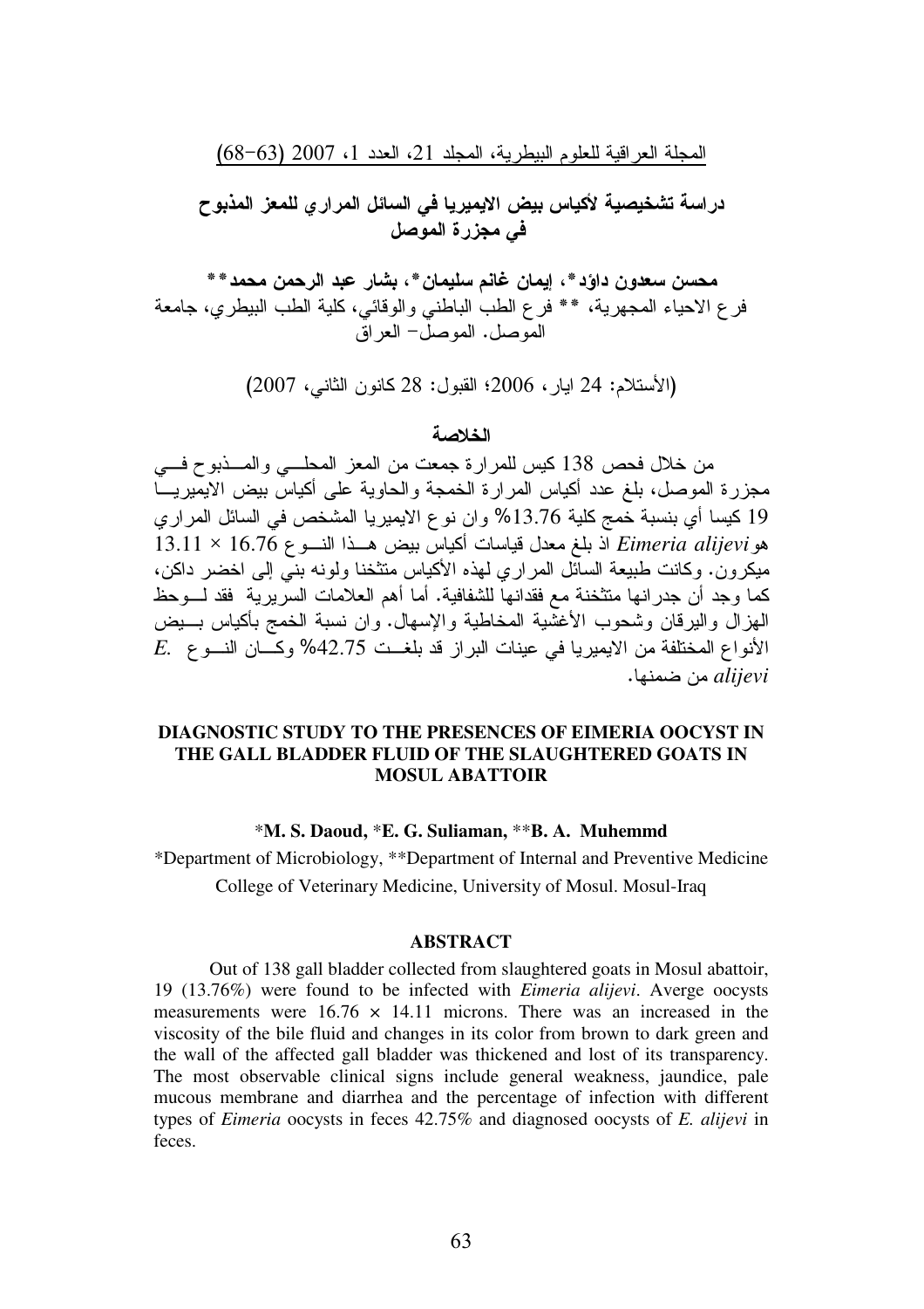# دراسة تشخيصية لأكياس بيض الايميريا في السائل المراري للمعز المذبوح في مجزرة الموصل

**محسن سعدون داؤد*، إيمان غانم سليمان*، بشار عبد الرحمن محمد****

فرع الاحياء المجهرية، ** فرع الطب الباطني والوقائي، كلية الطب البيطري، جامعة الموصل. الموصل- العراق

(الأستلام: 24 ايار، 2006؛ القبول: 28 كانون الثاني، 2007)

## الخلاصة

من خلال فحص 138 كيس للمرارة جمعت من المعز المحلي والمذبوح في مجزرة الموصل، بلغ عدد أكياس المرارة الخمجة والحاوية على أكياس بيض الايميريا 19 كيسا أي بنسبة خمج كلية 13.76% وان نوع الايميريا المشخص في السائل المراري هو *Eimeria alijevi* اذ بلغ معدل قياسات أكياس بيض هذا النوع 16.76 × 13.11 ميكرون. وكانت طبيعة السائل المراري لهذه الأكياس متثخنا ولونه بني إلى اخضر داكن، كما وجد أن جدرانها متثخنة مع فقدانها للشفافية. أما أهم العلامات السريرية فقد لوحظ الهزال واليرقان وشحوب الأغشية المخاطية والإسهال. وان نسبة الخمج بأكياس بيض الأنواع المختلفة من الايميريا في عينات البراز قد بلغت 42.75% وكان النوع *E. alijevi* من ضمنها.

## DIAGNOSTIC STUDY TO THE PRESENCES OF EIMERIA OOCYST IN THE GALL BLADDER FLUID OF THE SLAUGHTERED GOATS IN MOSUL ABATTOIR

**\*M. S. Daoud, \*E. G. Suliaman, \*\*B. A. Muhemmd**

\*Department of Microbiology, \*\*Department of Internal and Preventive Medicine
College of Veterinary Medicine, University of Mosul. Mosul-Iraq

### ABSTRACT

Out of 138 gall bladder collected from slaughtered goats in Mosul abattoir, 19 (13.76%) were found to be infected with *Eimeria alijevi*. Averge oocysts measurements were 16.76 × 14.11 microns. There was an increased in the viscosity of the bile fluid and changes in its color from brown to dark green and the wall of the affected gall bladder was thickened and lost of its transparency. The most observable clinical signs include general weakness, jaundice, pale mucous membrane and diarrhea and the percentage of infection with different types of *Eimeria* oocysts in feces 42.75% and diagnosed oocysts of *E. alijevi* in feces.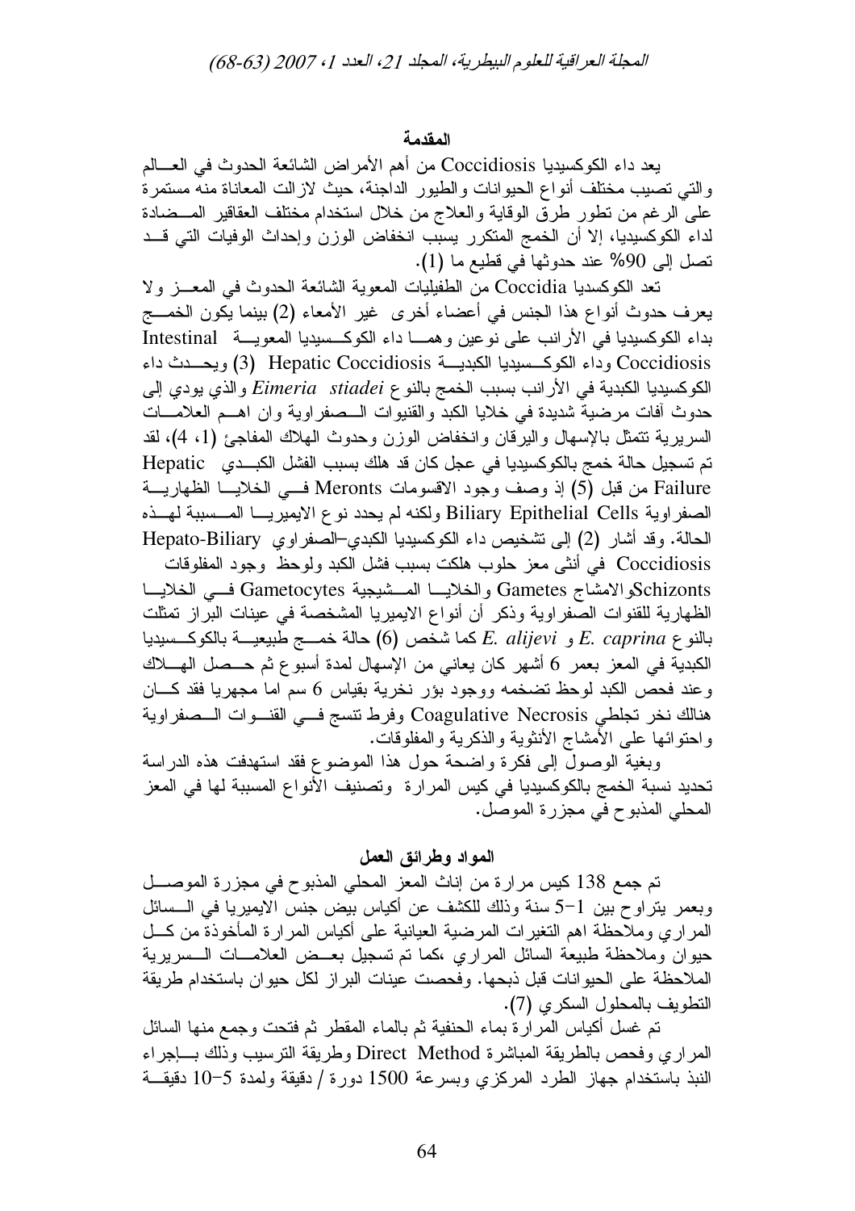## المقدمة

يعد داء الكوكسيديا Coccidiosis من أهم الأمراض الشائعة الحدوث في العالم والتي تصيب مختلف أنواع الحيوانات والطيور الداجنة، حيث لازالت المعاناة منه مستمرة على الرغم من تطور طرق الوقاية والعلاج من خلال استخدام مختلف العقاقير المضادة لداء الكوكسيديا، إلا أن الخمج المتكرر يسبب انخفاض الوزن وإحداث الوفيات التي قد تصل إلى 90% عند حدوثها في قطيع ما (1).

تعد الكوكسديا Coccidia من الطفيليات المعوية الشائعة الحدوث في المعز ولا يعرف حدوث أنواع هذا الجنس في أعضاء أخرى غير الأمعاء (2) بينما يكون الخمج بداء الكوكسيديا في الأرانب على نوعين وهما داء الكوكسيديا المعوية Intestinal Coccidiosis وداء الكوكسيديا الكبدية Hepatic Coccidiosis (3) ويحدث داء الكوكسيديا الكبدية في الأرانب بسبب الخمج بالنوع *Eimeria stiadei* والذي يودي إلى حدوث آفات مرضية شديدة في خلايا الكبد والقنيوات الصفراوية وان اهم العلامات السريرية تتمثل بالإسهال واليرقان وانخفاض الوزن وحدوث الهلاك المفاجئ (1، 4)، لقد تم تسجيل حالة خمج بالكوكسيديا في عجل كان قد هلك بسبب الفشل الكبدي Hepatic Failure من قبل (5) إذ وصف وجود الاقسومات Meronts في الخلايا الظهارية الصفراوية Biliary Epithelial Cells ولكنه لم يحدد نوع الايميريا المسببة لهذه الحالة. وقد أشار (2) إلى تشخيص داء الكوكسيديا الكبدي–الصفراوي Hepato-Biliary Coccidiosis في أنثى معز حلوب هلكت بسبب فشل الكبد ولوحظ وجود المفلوقات Schizontsوالامشاج Gametes والخلايا المشيجية Gametocytes في الخلايا الظهارية للقنوات الصفراوية وذكر أن أنواع الايميريا المشخصة في عينات البراز تمثلت بالنوع *E. caprina* و *E. alijevi* كما شخص (6) حالة خمج طبيعية بالكوكسيديا الكبدية في المعز بعمر 6 أشهر كان يعاني من الإسهال لمدة أسبوع ثم حصل الهلاك وعند فحص الكبد لوحظ تضخمه ووجود بؤر نخرية بقياس 6 سم اما مجهريا فقد كان هنالك نخر تجلطي Coagulative Necrosis وفرط تنسج في القنوات الصفراوية واحتوائها على الأمشاج الأنثوية والذكرية والمفلوقات.

وبغية الوصول إلى فكرة واضحة حول هذا الموضوع فقد استهدفت هذه الدراسة تحديد نسبة الخمج بالكوكسيديا في كيس المرارة وتصنيف الأنواع المسببة لها في المعز المحلي المذبوح في مجزرة الموصل.

## المواد وطرائق العمل

تم جمع 138 كيس مرارة من إناث المعز المحلي المذبوح في مجزرة الموصل وبعمر يتراوح بين 1–5 سنة وذلك للكشف عن أكياس بيض جنس الايميريا في السائل المراري وملاحظة اهم التغيرات المرضية العيانية على أكياس المرارة المأخوذة من كل حيوان وملاحظة طبيعة السائل المراري ،كما تم تسجيل بعض العلامات السريرية الملاحظة على الحيوانات قبل ذبحها. وفحصت عينات البراز لكل حيوان باستخدام طريقة التطويف بالمحلول السكري (7).

تم غسل أكياس المرارة بماء الحنفية ثم بالماء المقطر ثم فتحت وجمع منها السائل المراري وفحص بالطريقة المباشرة Direct Method وطريقة الترسيب وذلك بإجراء النبذ باستخدام جهاز الطرد المركزي وبسرعة 1500 دورة / دقيقة ولمدة 5–10 دقيقة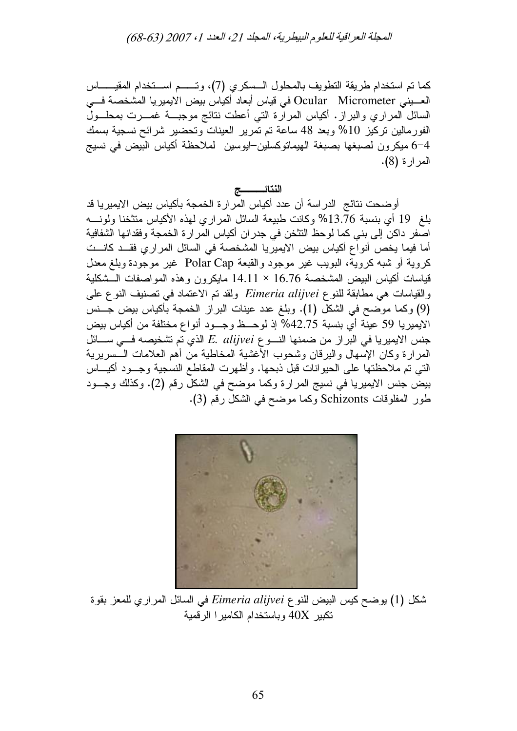كما تم استخدام طريقة التطويف بالمحلول السكري (7)، وتم استخدام المقياس العيني Ocular Micrometer في قياس أبعاد أكياس بيض الايميريا المشخصة في السائل المراري والبراز. أكياس المرارة التي أعطت نتائج موجبة غمرت بمحلول الفورمالين تركيز 10% وبعد 48 ساعة تم تمرير العينات وتحضير شرائح نسجية بسمك 4-6 ميكرون لصبغها بصبغة الهيماتوكسلين-ايوسين لملاحظة أكياس البيض في نسيج المرارة (8).

## النتائج

أوضحت نتائج الدراسة أن عدد أكياس المرارة الخمجة بأكياس بيض الايميريا قد بلغ 19 أي بنسبة 13.76% وكانت طبيعة السائل المراري لهذه الأكياس متثخنا ولونه اصفر داكن إلى بني كما لوحظ التثخن في جدران أكياس المرارة الخمجة وفقدانها الشفافية أما فيما يخص أنواع أكياس بيض الايميريا المشخصة في السائل المراري فقد كانت كروية أو شبه كروية، البويب غير موجود والقبعة Polar Cap غير موجودة وبلغ معدل قياسات أكياس البيض المشخصة 16.76 × 14.11 مايكرون وهذه المواصفات الشكلية والقياسات هي مطابقة للنوع *Eimeria alijvei* ولقد تم الاعتماد في تصنيف النوع على (9) وكما موضح في الشكل (1). وبلغ عدد عينات البراز الخمجة بأكياس بيض جنس الايميريا 59 عينة أي بنسبة 42.75% إذ لوحظ وجود أنواع مختلفة من أكياس بيض جنس الايميريا في البراز من ضمنها النوع *E. alijvei* الذي تم تشخيصه في سائل المرارة وكان الإسهال واليرقان وشحوب الأغشية المخاطية من أهم العلامات السريرية التي تم ملاحظتها على الحيوانات قبل ذبحها. وأظهرت المقاطع النسجية وجود أكياس بيض جنس الايميريا في نسيج المرارة وكما موضح في الشكل رقم (2). وكذلك وجود طور المفلوقات Schizonts وكما موضح في الشكل رقم (3).

شكل (1) يوضح كيس البيض للنوع *Eimeria alijvei* في السائل المراري للمعز بقوة تكبير 40X وباستخدام الكاميرا الرقمية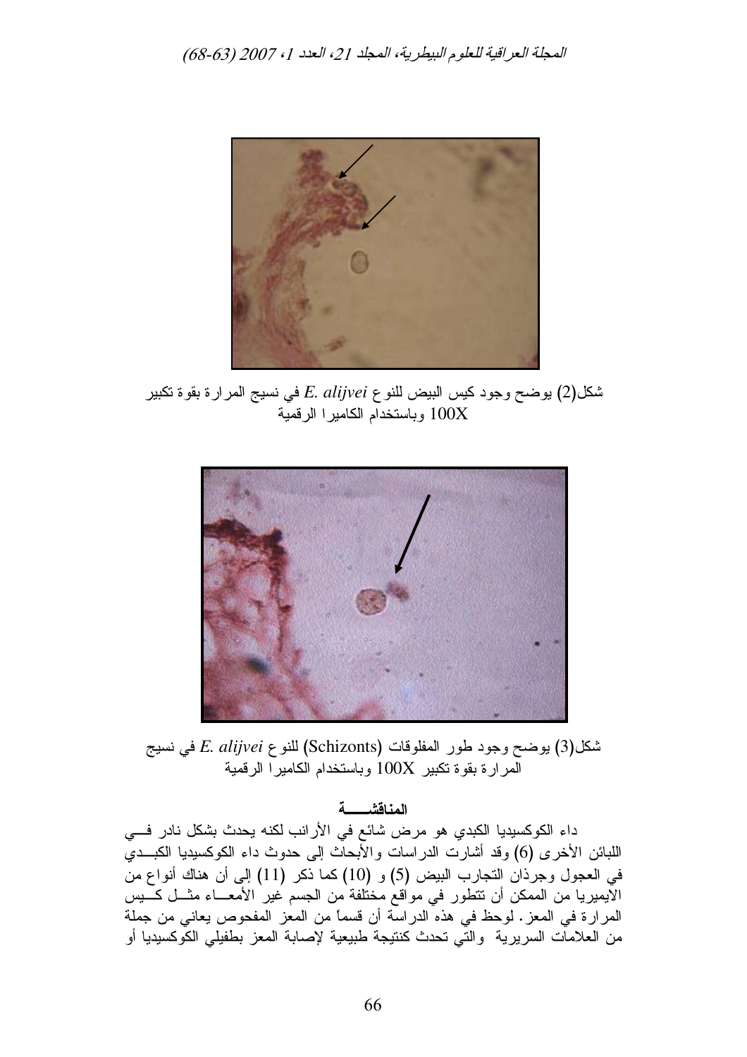شكل(2) يوضح وجود كيس البيض للنوع *E. alijvei* في نسيج المرارة بقوة تكبير 100X وباستخدام الكاميرا الرقمية

شكل(3) يوضح وجود طور المفلوقات (Schizonts) للنوع *E. alijvei* في نسيج المرارة بقوة تكبير 100X وباستخدام الكاميرا الرقمية

### المناقشـــــة

داء الكوكسيديا الكبدي هو مرض شائع في الأرانب لكنه يحدث بشكل نادر فـــي اللبائن الأخرى (6) وقد أشارت الدراسات والأبحاث إلى حدوث داء الكوكسيديا الكبـــدي في العجول وجرذان التجارب البيض (5) و (10) كما ذكر (11) إلى أن هناك أنواع من الايميريا من الممكن أن تتطور في مواقع مختلفة من الجسم غير الأمعـــاء مثـــل كـــيس المرارة في المعز. لوحظ في هذه الدراسة أن قسماً من المعز المفحوص يعاني من جملة من العلامات السريرية والتي تحدث كنتيجة طبيعية لإصابة المعز بطفيلي الكوكسيديا أو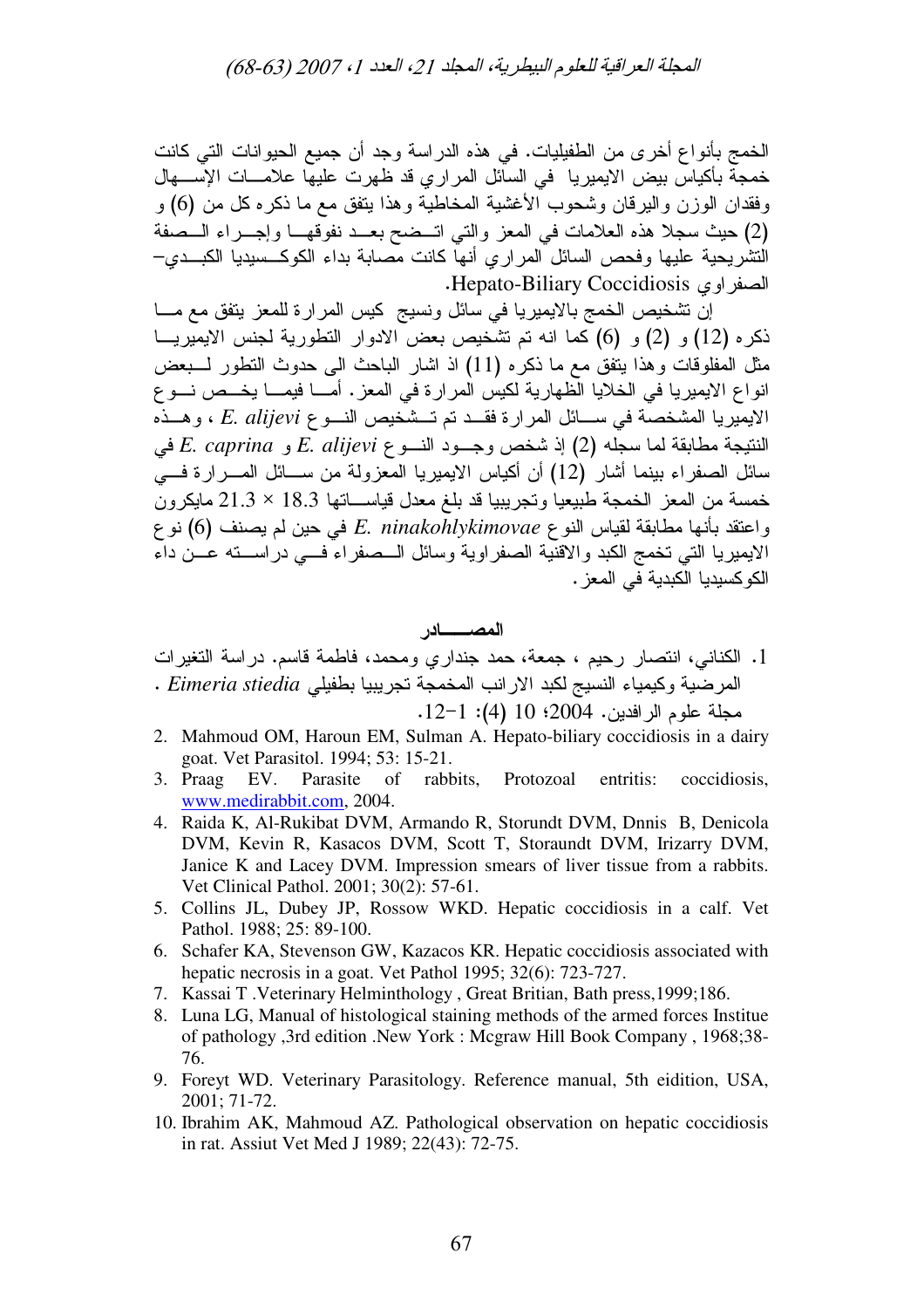الخمج بأنواع أخرى من الطفيليات. في هذه الدراسة وجد أن جميع الحيوانات التي كانت خمجة بأكياس بيض الايميريا في السائل المراري قد ظهرت عليها علامات الإسهال وفقدان الوزن واليرقان وشحوب الأغشية المخاطية وهذا يتفق مع ما ذكره كل من (6) و (2) حيث سجلا هذه العلامات في المعز والتي اتضح بعد نفوقها وإجراء الصفة التشريحية عليها وفحص السائل المراري أنها كانت مصابة بداء الكوكسيديا الكبدي– الصفراوي Hepato-Biliary Coccidiosis.

إن تشخيص الخمج بالايميريا في سائل ونسيج كيس المرارة للمعز يتفق مع ما ذكره (12) و (2) و (6) كما انه تم تشخيص بعض الادوار التطورية لجنس الايميريا مثل المفلوقات وهذا يتفق مع ما ذكره (11) اذ اشار الباحث الى حدوث التطور لبعض انواع الايميريا في الخلايا الظهارية لكيس المرارة في المعز. أما فيما يخص نوع الايميريا المشخصة في سائل المرارة فقد تم تشخيص النوع *E. alijevi* ، وهذه النتيجة مطابقة لما سجله (2) إذ شخص وجود النوع *E. alijevi* و *E. caprina* في سائل الصفراء بينما أشار (12) أن أكياس الايميريا المعزولة من سائل المرارة في خمسة من المعز الخمجة طبيعيا وتجريبيا قد بلغ معدل قياساتها 18.3 × 21.3 مايكرون واعتقد بأنها مطابقة لقياس النوع *E. ninakohlykimovae* في حين لم يصنف (6) نوع الايميريا التي تخمج الكبد والاقنية الصفراوية وسائل الصفراء في دراسته عن داء الكوكسيديا الكبدية في المعز.

## المصـــــادر

1. الكناني، انتصار رحيم ، جمعة، حمد جنداري ومحمد، فاطمة قاسم. دراسة التغيرات المرضية وكيمياء النسيج لكبد الارانب المخمجة تجريبيا بطفيلي *Eimeria stiedia* . مجلة علوم الرافدين. 2004؛ 10 (4): 1-12.
2. Mahmoud OM, Haroun EM, Sulman A. Hepato-biliary coccidiosis in a dairy goat. Vet Parasitol. 1994; 53: 15-21.
3. Praag EV. Parasite of rabbits, Protozoal entritis: coccidiosis, www.medirabbit.com, 2004.
4. Raida K, Al-Rukibat DVM, Armando R, Storundt DVM, Dnnis B, Denicola DVM, Kevin R, Kasacos DVM, Scott T, Storaundt DVM, Irizarry DVM, Janice K and Lacey DVM. Impression smears of liver tissue from a rabbits. Vet Clinical Pathol. 2001; 30(2): 57-61.
5. Collins JL, Dubey JP, Rossow WKD. Hepatic coccidiosis in a calf. Vet Pathol. 1988; 25: 89-100.
6. Schafer KA, Stevenson GW, Kazacos KR. Hepatic coccidiosis associated with hepatic necrosis in a goat. Vet Pathol 1995; 32(6): 723-727.
7. Kassai T .Veterinary Helminthology , Great Britian, Bath press,1999;186.
8. Luna LG, Manual of histological staining methods of the armed forces Institue of pathology ,3rd edition .New York : Mcgraw Hill Book Company , 1968;38-76.
9. Foreyt WD. Veterinary Parasitology. Reference manual, 5th eidition, USA, 2001; 71-72.
10. Ibrahim AK, Mahmoud AZ. Pathological observation on hepatic coccidiosis in rat. Assiut Vet Med J 1989; 22(43): 72-75.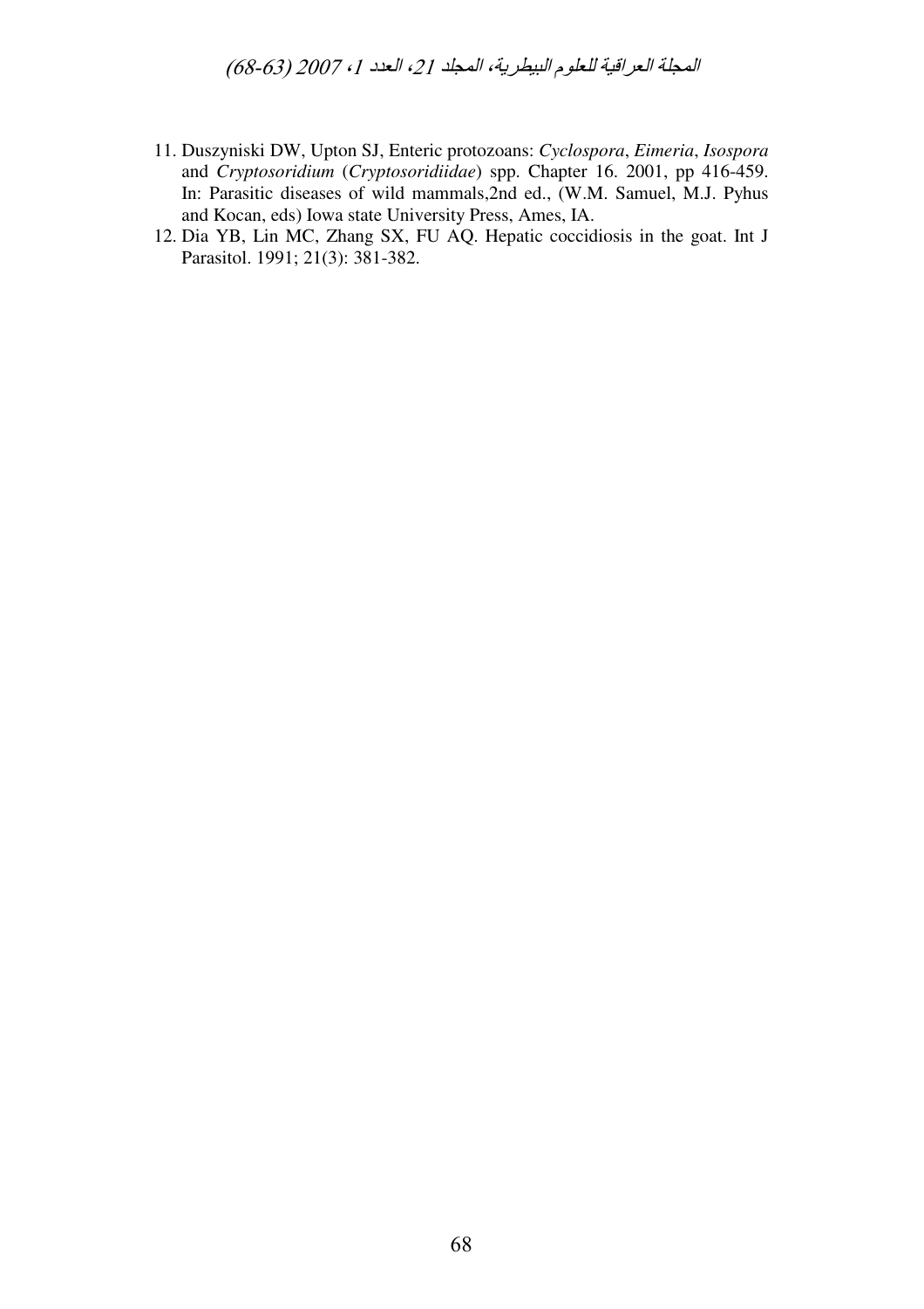11. Duszyniski DW, Upton SJ, Enteric protozoans: *Cyclospora*, *Eimeria*, *Isospora* and *Cryptosoridium* (*Cryptosoridiidae*) spp. Chapter 16. 2001, pp 416-459. In: Parasitic diseases of wild mammals,2nd ed., (W.M. Samuel, M.J. Pyhus and Kocan, eds) Iowa state University Press, Ames, IA.
12. Dia YB, Lin MC, Zhang SX, FU AQ. Hepatic coccidiosis in the goat. Int J Parasitol. 1991; 21(3): 381-382.